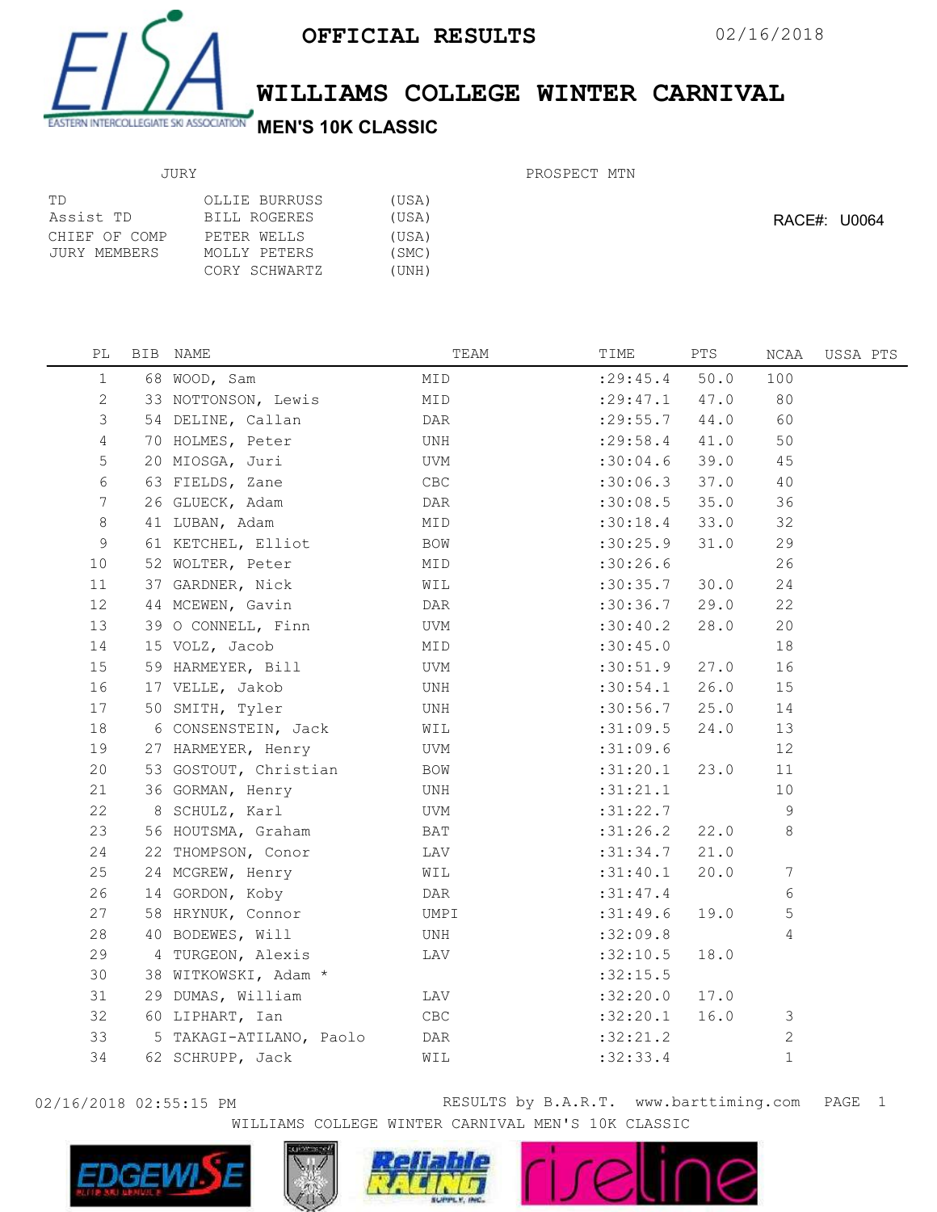# OFFICIAL RESULTS

02/16/2018

## WILLIAMS COLLEGE WINTER CARNIVAL

### MEN'S 10K CLASSIC

JURY

PROSPECT MTN

| | | |
|---|---|---|
| TD | OLLIE BURRUSS | (USA) |
| Assist TD | BILL ROGERES | (USA) |
| CHIEF OF COMP | PETER WELLS | (USA) |
| JURY MEMBERS | MOLLY PETERS | (SMC) |
| | CORY SCHWARTZ | (UNH) |

RACE#: U0064

| PL | BIB | NAME | TEAM | TIME | PTS | NCAA | USSA PTS |
|---|---|---|---|---|---|---|---|
| 1 | 68 | WOOD, Sam | MID | :29:45.4 | 50.0 | 100 | |
| 2 | 33 | NOTTONSON, Lewis | MID | :29:47.1 | 47.0 | 80 | |
| 3 | 54 | DELINE, Callan | DAR | :29:55.7 | 44.0 | 60 | |
| 4 | 70 | HOLMES, Peter | UNH | :29:58.4 | 41.0 | 50 | |
| 5 | 20 | MIOSGA, Juri | UVM | :30:04.6 | 39.0 | 45 | |
| 6 | 63 | FIELDS, Zane | CBC | :30:06.3 | 37.0 | 40 | |
| 7 | 26 | GLUECK, Adam | DAR | :30:08.5 | 35.0 | 36 | |
| 8 | 41 | LUBAN, Adam | MID | :30:18.4 | 33.0 | 32 | |
| 9 | 61 | KETCHEL, Elliot | BOW | :30:25.9 | 31.0 | 29 | |
| 10 | 52 | WOLTER, Peter | MID | :30:26.6 | | 26 | |
| 11 | 37 | GARDNER, Nick | WIL | :30:35.7 | 30.0 | 24 | |
| 12 | 44 | MCEWEN, Gavin | DAR | :30:36.7 | 29.0 | 22 | |
| 13 | 39 | O CONNELL, Finn | UVM | :30:40.2 | 28.0 | 20 | |
| 14 | 15 | VOLZ, Jacob | MID | :30:45.0 | | 18 | |
| 15 | 59 | HARMEYER, Bill | UVM | :30:51.9 | 27.0 | 16 | |
| 16 | 17 | VELLE, Jakob | UNH | :30:54.1 | 26.0 | 15 | |
| 17 | 50 | SMITH, Tyler | UNH | :30:56.7 | 25.0 | 14 | |
| 18 | 6 | CONSENSTEIN, Jack | WIL | :31:09.5 | 24.0 | 13 | |
| 19 | 27 | HARMEYER, Henry | UVM | :31:09.6 | | 12 | |
| 20 | 53 | GOSTOUT, Christian | BOW | :31:20.1 | 23.0 | 11 | |
| 21 | 36 | GORMAN, Henry | UNH | :31:21.1 | | 10 | |
| 22 | 8 | SCHULZ, Karl | UVM | :31:22.7 | | 9 | |
| 23 | 56 | HOUTSMA, Graham | BAT | :31:26.2 | 22.0 | 8 | |
| 24 | 22 | THOMPSON, Conor | LAV | :31:34.7 | 21.0 | | |
| 25 | 24 | MCGREW, Henry | WIL | :31:40.1 | 20.0 | 7 | |
| 26 | 14 | GORDON, Koby | DAR | :31:47.4 | | 6 | |
| 27 | 58 | HRYNUK, Connor | UMPI | :31:49.6 | 19.0 | 5 | |
| 28 | 40 | BODEWES, Will | UNH | :32:09.8 | | 4 | |
| 29 | 4 | TURGEON, Alexis | LAV | :32:10.5 | 18.0 | | |
| 30 | 38 | WITKOWSKI, Adam * | | :32:15.5 | | | |
| 31 | 29 | DUMAS, William | LAV | :32:20.0 | 17.0 | | |
| 32 | 60 | LIPHART, Ian | CBC | :32:20.1 | 16.0 | 3 | |
| 33 | 5 | TAKAGI-ATILANO, Paolo | DAR | :32:21.2 | | 2 | |
| 34 | 62 | SCHRUPP, Jack | WIL | :32:33.4 | | 1 | |

02/16/2018 02:55:15 PM RESULTS by B.A.R.T. www.barttiming.com

WILLIAMS COLLEGE WINTER CARNIVAL MEN'S 10K CLASSIC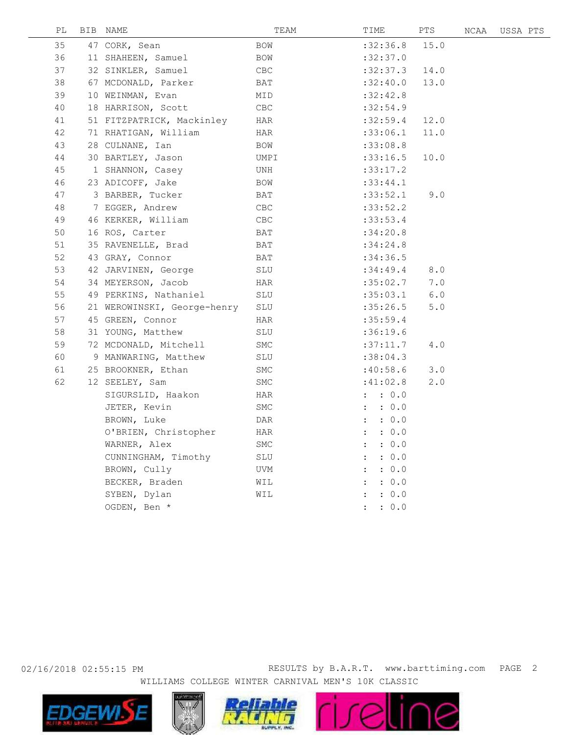| PL | BIB | NAME | TEAM | TIME | PTS | NCAA | USSA PTS |
|---|---|---|---|---|---|---|---|
| 35 | 47 | CORK, Sean | BOW | :32:36.8 | 15.0 | | |
| 36 | 11 | SHAHEEN, Samuel | BOW | :32:37.0 | | | |
| 37 | 32 | SINKLER, Samuel | CBC | :32:37.3 | 14.0 | | |
| 38 | 67 | MCDONALD, Parker | BAT | :32:40.0 | 13.0 | | |
| 39 | 10 | WEINMAN, Evan | MID | :32:42.8 | | | |
| 40 | 18 | HARRISON, Scott | CBC | :32:54.9 | | | |
| 41 | 51 | FITZPATRICK, Mackinley | HAR | :32:59.4 | 12.0 | | |
| 42 | 71 | RHATIGAN, William | HAR | :33:06.1 | 11.0 | | |
| 43 | 28 | CULNANE, Ian | BOW | :33:08.8 | | | |
| 44 | 30 | BARTLEY, Jason | UMPI | :33:16.5 | 10.0 | | |
| 45 | 1 | SHANNON, Casey | UNH | :33:17.2 | | | |
| 46 | 23 | ADICOFF, Jake | BOW | :33:44.1 | | | |
| 47 | 3 | BARBER, Tucker | BAT | :33:52.1 | 9.0 | | |
| 48 | 7 | EGGER, Andrew | CBC | :33:52.2 | | | |
| 49 | 46 | KERKER, William | CBC | :33:53.4 | | | |
| 50 | 16 | ROS, Carter | BAT | :34:20.8 | | | |
| 51 | 35 | RAVENELLE, Brad | BAT | :34:24.8 | | | |
| 52 | 43 | GRAY, Connor | BAT | :34:36.5 | | | |
| 53 | 42 | JARVINEN, George | SLU | :34:49.4 | 8.0 | | |
| 54 | 34 | MEYERSON, Jacob | HAR | :35:02.7 | 7.0 | | |
| 55 | 49 | PERKINS, Nathaniel | SLU | :35:03.1 | 6.0 | | |
| 56 | 21 | WEROWINSKI, George-henry | SLU | :35:26.5 | 5.0 | | |
| 57 | 45 | GREEN, Connor | HAR | :35:59.4 | | | |
| 58 | 31 | YOUNG, Matthew | SLU | :36:19.6 | | | |
| 59 | 72 | MCDONALD, Mitchell | SMC | :37:11.7 | 4.0 | | |
| 60 | 9 | MANWARING, Matthew | SLU | :38:04.3 | | | |
| 61 | 25 | BROOKNER, Ethan | SMC | :40:58.6 | 3.0 | | |
| 62 | 12 | SEELEY, Sam | SMC | :41:02.8 | 2.0 | | |
| | | SIGURSLID, Haakon | HAR | : : 0.0 | | | |
| | | JETER, Kevin | SMC | : : 0.0 | | | |
| | | BROWN, Luke | DAR | : : 0.0 | | | |
| | | O'BRIEN, Christopher | HAR | : : 0.0 | | | |
| | | WARNER, Alex | SMC | : : 0.0 | | | |
| | | CUNNINGHAM, Timothy | SLU | : : 0.0 | | | |
| | | BROWN, Cully | UVM | : : 0.0 | | | |
| | | BECKER, Braden | WIL | : : 0.0 | | | |
| | | SYBEN, Dylan | WIL | : : 0.0 | | | |
| | | OGDEN, Ben * | | : : 0.0 | | | |

02/16/2018 02:55:15 PM RESULTS by B.A.R.T. www.barttiming.com

WILLIAMS COLLEGE WINTER CARNIVAL MEN'S 10K CLASSIC